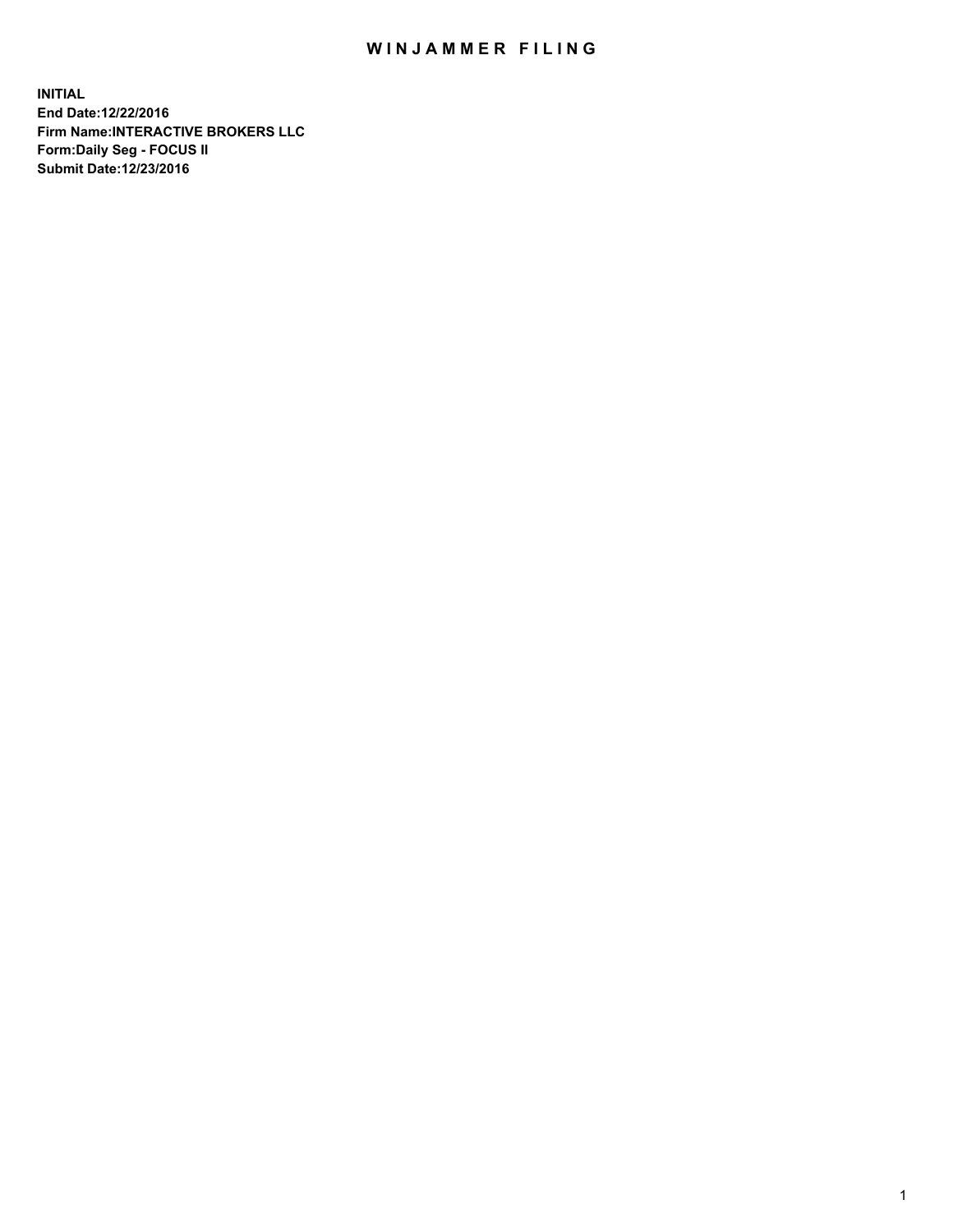# WINJAMMER FILING

**INITIAL**
**End Date:12/22/2016**
**Firm Name:INTERACTIVE BROKERS LLC**
**Form:Daily Seg - FOCUS II**
**Submit Date:12/23/2016**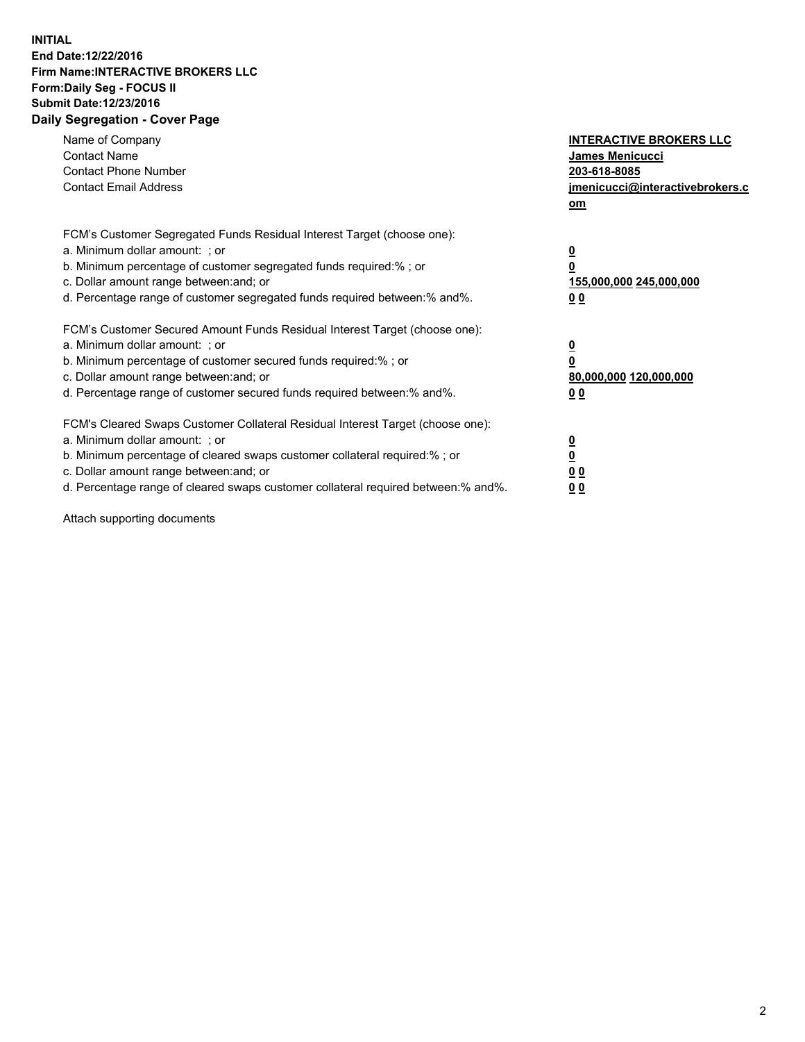**INITIAL**
**End Date:12/22/2016**
**Firm Name:INTERACTIVE BROKERS LLC**
**Form:Daily Seg - FOCUS II**
**Submit Date:12/23/2016**
**Daily Segregation - Cover Page**

| | |
|---|---|
| Name of Company | **INTERACTIVE BROKERS LLC** |
| Contact Name | **James Menicucci** |
| Contact Phone Number | **203-618-8085** |
| Contact Email Address | **jmenicucci@interactivebrokers.com** |

FCM's Customer Segregated Funds Residual Interest Target (choose one):

| | |
|---|---|
| a. Minimum dollar amount: ; or | **0** |
| b. Minimum percentage of customer segregated funds required:% ; or | **0** |
| c. Dollar amount range between:and; or | **155,000,000 245,000,000** |
| d. Percentage range of customer segregated funds required between:% and%. | **0 0** |

FCM's Customer Secured Amount Funds Residual Interest Target (choose one):

| | |
|---|---|
| a. Minimum dollar amount: ; or | **0** |
| b. Minimum percentage of customer secured funds required:% ; or | **0** |
| c. Dollar amount range between:and; or | **80,000,000 120,000,000** |
| d. Percentage range of customer secured funds required between:% and%. | **0 0** |

FCM's Cleared Swaps Customer Collateral Residual Interest Target (choose one):

| | |
|---|---|
| a. Minimum dollar amount: ; or | **0** |
| b. Minimum percentage of cleared swaps customer collateral required:% ; or | **0** |
| c. Dollar amount range between:and; or | **0 0** |
| d. Percentage range of cleared swaps customer collateral required between:% and%. | **0 0** |

Attach supporting documents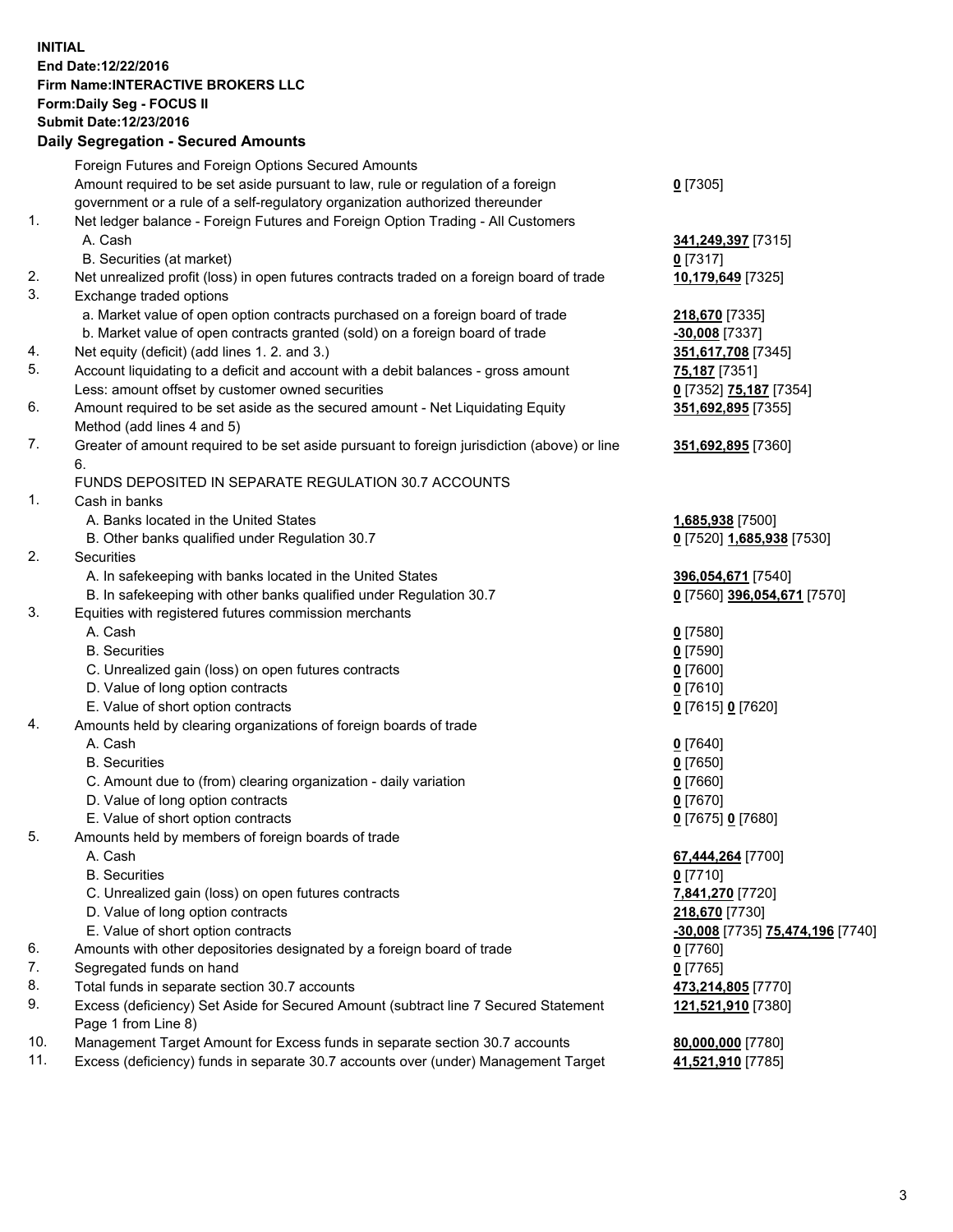**INITIAL**
**End Date:12/22/2016**
**Firm Name:INTERACTIVE BROKERS LLC**
**Form:Daily Seg - FOCUS II**
**Submit Date:12/23/2016**

## Daily Segregation - Secured Amounts

| | | |
|---|---|---|
| | Foreign Futures and Foreign Options Secured Amounts | |
| | Amount required to be set aside pursuant to law, rule or regulation of a foreign government or a rule of a self-regulatory organization authorized thereunder | **0** [7305] |
| 1. | Net ledger balance - Foreign Futures and Foreign Option Trading - All Customers | |
| | A. Cash | **341,249,397** [7315] |
| | B. Securities (at market) | **0** [7317] |
| 2. | Net unrealized profit (loss) in open futures contracts traded on a foreign board of trade | **10,179,649** [7325] |
| 3. | Exchange traded options | |
| | a. Market value of open option contracts purchased on a foreign board of trade | **218,670** [7335] |
| | b. Market value of open contracts granted (sold) on a foreign board of trade | **-30,008** [7337] |
| 4. | Net equity (deficit) (add lines 1. 2. and 3.) | **351,617,708** [7345] |
| 5. | Account liquidating to a deficit and account with a debit balances - gross amount | **75,187** [7351] |
| | Less: amount offset by customer owned securities | **0** [7352] **75,187** [7354] |
| 6. | Amount required to be set aside as the secured amount - Net Liquidating Equity Method (add lines 4 and 5) | **351,692,895** [7355] |
| 7. | Greater of amount required to be set aside pursuant to foreign jurisdiction (above) or line 6. | **351,692,895** [7360] |
| | FUNDS DEPOSITED IN SEPARATE REGULATION 30.7 ACCOUNTS | |
| 1. | Cash in banks | |
| | A. Banks located in the United States | **1,685,938** [7500] |
| | B. Other banks qualified under Regulation 30.7 | **0** [7520] **1,685,938** [7530] |
| 2. | Securities | |
| | A. In safekeeping with banks located in the United States | **396,054,671** [7540] |
| | B. In safekeeping with other banks qualified under Regulation 30.7 | **0** [7560] **396,054,671** [7570] |
| 3. | Equities with registered futures commission merchants | |
| | A. Cash | **0** [7580] |
| | B. Securities | **0** [7590] |
| | C. Unrealized gain (loss) on open futures contracts | **0** [7600] |
| | D. Value of long option contracts | **0** [7610] |
| | E. Value of short option contracts | **0** [7615] **0** [7620] |
| 4. | Amounts held by clearing organizations of foreign boards of trade | |
| | A. Cash | **0** [7640] |
| | B. Securities | **0** [7650] |
| | C. Amount due to (from) clearing organization - daily variation | **0** [7660] |
| | D. Value of long option contracts | **0** [7670] |
| | E. Value of short option contracts | **0** [7675] **0** [7680] |
| 5. | Amounts held by members of foreign boards of trade | |
| | A. Cash | **67,444,264** [7700] |
| | B. Securities | **0** [7710] |
| | C. Unrealized gain (loss) on open futures contracts | **7,841,270** [7720] |
| | D. Value of long option contracts | **218,670** [7730] |
| | E. Value of short option contracts | **-30,008** [7735] **75,474,196** [7740] |
| 6. | Amounts with other depositories designated by a foreign board of trade | **0** [7760] |
| 7. | Segregated funds on hand | **0** [7765] |
| 8. | Total funds in separate section 30.7 accounts | **473,214,805** [7770] |
| 9. | Excess (deficiency) Set Aside for Secured Amount (subtract line 7 Secured Statement Page 1 from Line 8) | **121,521,910** [7380] |
| 10. | Management Target Amount for Excess funds in separate section 30.7 accounts | **80,000,000** [7780] |
| 11. | Excess (deficiency) funds in separate 30.7 accounts over (under) Management Target | **41,521,910** [7785] |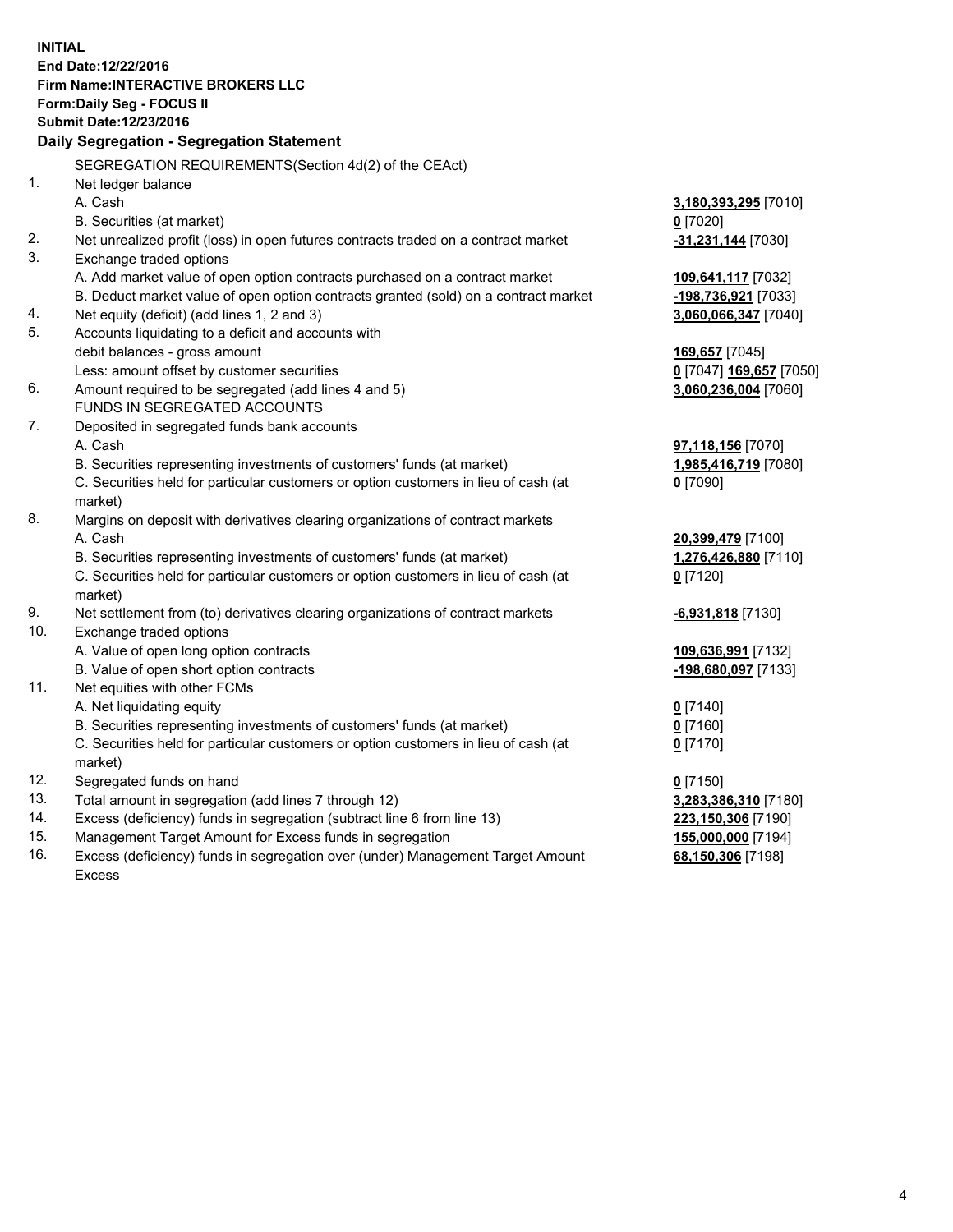**INITIAL**
**End Date:12/22/2016**
**Firm Name:INTERACTIVE BROKERS LLC**
**Form:Daily Seg - FOCUS II**
**Submit Date:12/23/2016**

## Daily Segregation - Segregation Statement

SEGREGATION REQUIREMENTS(Section 4d(2) of the CEAct)

| | | |
|---|---|---|
| 1. | Net ledger balance | |
| | A. Cash | **3,180,393,295** [7010] |
| | B. Securities (at market) | **0** [7020] |
| 2. | Net unrealized profit (loss) in open futures contracts traded on a contract market | **-31,231,144** [7030] |
| 3. | Exchange traded options | |
| | A. Add market value of open option contracts purchased on a contract market | **109,641,117** [7032] |
| | B. Deduct market value of open option contracts granted (sold) on a contract market | **-198,736,921** [7033] |
| 4. | Net equity (deficit) (add lines 1, 2 and 3) | **3,060,066,347** [7040] |
| 5. | Accounts liquidating to a deficit and accounts with | |
| | debit balances - gross amount | **169,657** [7045] |
| | Less: amount offset by customer securities | **0** [7047] **169,657** [7050] |
| 6. | Amount required to be segregated (add lines 4 and 5) | **3,060,236,004** [7060] |
| | FUNDS IN SEGREGATED ACCOUNTS | |
| 7. | Deposited in segregated funds bank accounts | |
| | A. Cash | **97,118,156** [7070] |
| | B. Securities representing investments of customers' funds (at market) | **1,985,416,719** [7080] |
| | C. Securities held for particular customers or option customers in lieu of cash (at market) | **0** [7090] |
| 8. | Margins on deposit with derivatives clearing organizations of contract markets | |
| | A. Cash | **20,399,479** [7100] |
| | B. Securities representing investments of customers' funds (at market) | **1,276,426,880** [7110] |
| | C. Securities held for particular customers or option customers in lieu of cash (at market) | **0** [7120] |
| 9. | Net settlement from (to) derivatives clearing organizations of contract markets | **-6,931,818** [7130] |
| 10. | Exchange traded options | |
| | A. Value of open long option contracts | **109,636,991** [7132] |
| | B. Value of open short option contracts | **-198,680,097** [7133] |
| 11. | Net equities with other FCMs | |
| | A. Net liquidating equity | **0** [7140] |
| | B. Securities representing investments of customers' funds (at market) | **0** [7160] |
| | C. Securities held for particular customers or option customers in lieu of cash (at market) | **0** [7170] |
| 12. | Segregated funds on hand | **0** [7150] |
| 13. | Total amount in segregation (add lines 7 through 12) | **3,283,386,310** [7180] |
| 14. | Excess (deficiency) funds in segregation (subtract line 6 from line 13) | **223,150,306** [7190] |
| 15. | Management Target Amount for Excess funds in segregation | **155,000,000** [7194] |
| 16. | Excess (deficiency) funds in segregation over (under) Management Target Amount Excess | **68,150,306** [7198] |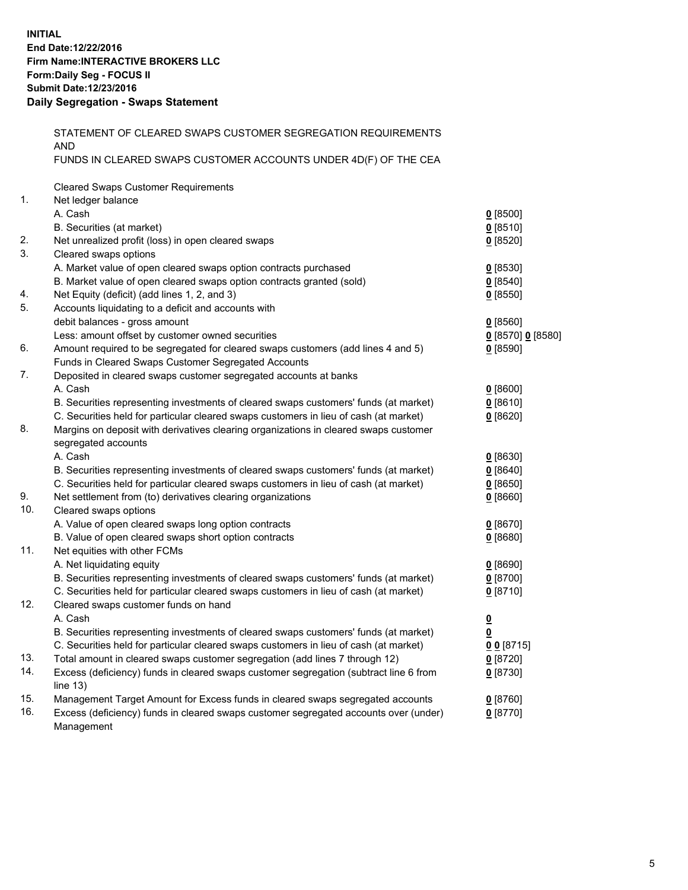**INITIAL**
**End Date:12/22/2016**
**Firm Name:INTERACTIVE BROKERS LLC**
**Form:Daily Seg - FOCUS II**
**Submit Date:12/23/2016**
**Daily Segregation - Swaps Statement**

STATEMENT OF CLEARED SWAPS CUSTOMER SEGREGATION REQUIREMENTS AND FUNDS IN CLEARED SWAPS CUSTOMER ACCOUNTS UNDER 4D(F) OF THE CEA

| | | |
|---|---|---|
| | Cleared Swaps Customer Requirements | |
| 1. | Net ledger balance | |
| | A. Cash | 0 [8500] |
| | B. Securities (at market) | 0 [8510] |
| 2. | Net unrealized profit (loss) in open cleared swaps | 0 [8520] |
| 3. | Cleared swaps options | |
| | A. Market value of open cleared swaps option contracts purchased | 0 [8530] |
| | B. Market value of open cleared swaps option contracts granted (sold) | 0 [8540] |
| 4. | Net Equity (deficit) (add lines 1, 2, and 3) | 0 [8550] |
| 5. | Accounts liquidating to a deficit and accounts with debit balances - gross amount | 0 [8560] |
| | Less: amount offset by customer owned securities | 0 [8570] 0 [8580] |
| 6. | Amount required to be segregated for cleared swaps customers (add lines 4 and 5) | 0 [8590] |
| | Funds in Cleared Swaps Customer Segregated Accounts | |
| 7. | Deposited in cleared swaps customer segregated accounts at banks | |
| | A. Cash | 0 [8600] |
| | B. Securities representing investments of cleared swaps customers' funds (at market) | 0 [8610] |
| | C. Securities held for particular cleared swaps customers in lieu of cash (at market) | 0 [8620] |
| 8. | Margins on deposit with derivatives clearing organizations in cleared swaps customer segregated accounts | |
| | A. Cash | 0 [8630] |
| | B. Securities representing investments of cleared swaps customers' funds (at market) | 0 [8640] |
| | C. Securities held for particular cleared swaps customers in lieu of cash (at market) | 0 [8650] |
| 9. | Net settlement from (to) derivatives clearing organizations | 0 [8660] |
| 10. | Cleared swaps options | |
| | A. Value of open cleared swaps long option contracts | 0 [8670] |
| | B. Value of open cleared swaps short option contracts | 0 [8680] |
| 11. | Net equities with other FCMs | |
| | A. Net liquidating equity | 0 [8690] |
| | B. Securities representing investments of cleared swaps customers' funds (at market) | 0 [8700] |
| | C. Securities held for particular cleared swaps customers in lieu of cash (at market) | 0 [8710] |
| 12. | Cleared swaps customer funds on hand | |
| | A. Cash | 0 |
| | B. Securities representing investments of cleared swaps customers' funds (at market) | 0 |
| | C. Securities held for particular cleared swaps customers in lieu of cash (at market) | 0 0 [8715] |
| 13. | Total amount in cleared swaps customer segregation (add lines 7 through 12) | 0 [8720] |
| 14. | Excess (deficiency) funds in cleared swaps customer segregation (subtract line 6 from line 13) | 0 [8730] |
| 15. | Management Target Amount for Excess funds in cleared swaps segregated accounts | 0 [8760] |
| 16. | Excess (deficiency) funds in cleared swaps customer segregated accounts over (under) Management | 0 [8770] |